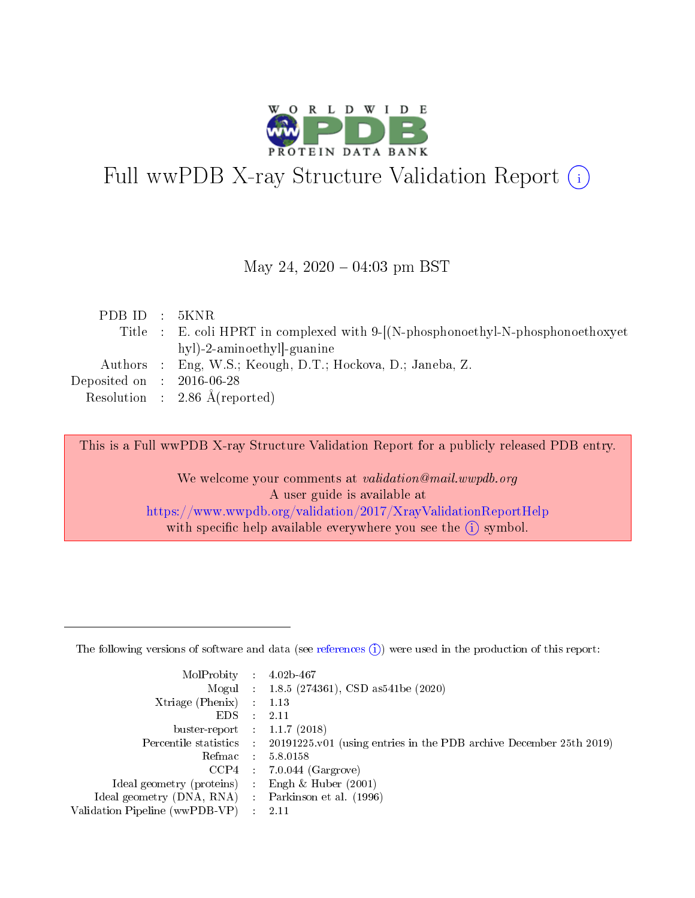# Full wwPDB X-ray Structure Validation Report (i)

May 24, 2020 – 04:03 pm BST

| | | |
|---|---|---|
| PDB ID | : | 5KNR |
| Title | : | E. coli HPRT in complexed with 9-[(N-phosphonoethyl-N-phosphonoethoxyethyl)-2-aminoethyl]-guanine |
| Authors | : | Eng, W.S.; Keough, D.T.; Hockova, D.; Janeba, Z. |
| Deposited on | : | 2016-06-28 |
| Resolution | : | 2.86 Å(reported) |

This is a Full wwPDB X-ray Structure Validation Report for a publicly released PDB entry.

We welcome your comments at *validation@mail.wwpdb.org*
A user guide is available at
https://www.wwpdb.org/validation/2017/XrayValidationReportHelp
with specific help available everywhere you see the (i) symbol.

---

The following versions of software and data (see references (i)) were used in the production of this report:

| | | |
|---|---|---|
| MolProbity | : | 4.02b-467 |
| Mogul | : | 1.8.5 (274361), CSD as541be (2020) |
| Xtriage (Phenix) | : | 1.13 |
| EDS | : | 2.11 |
| buster-report | : | 1.1.7 (2018) |
| Percentile statistics | : | 20191225.v01 (using entries in the PDB archive December 25th 2019) |
| Refmac | : | 5.8.0158 |
| CCP4 | : | 7.0.044 (Gargrove) |
| Ideal geometry (proteins) | : | Engh & Huber (2001) |
| Ideal geometry (DNA, RNA) | : | Parkinson et al. (1996) |
| Validation Pipeline (wwPDB-VP) | : | 2.11 |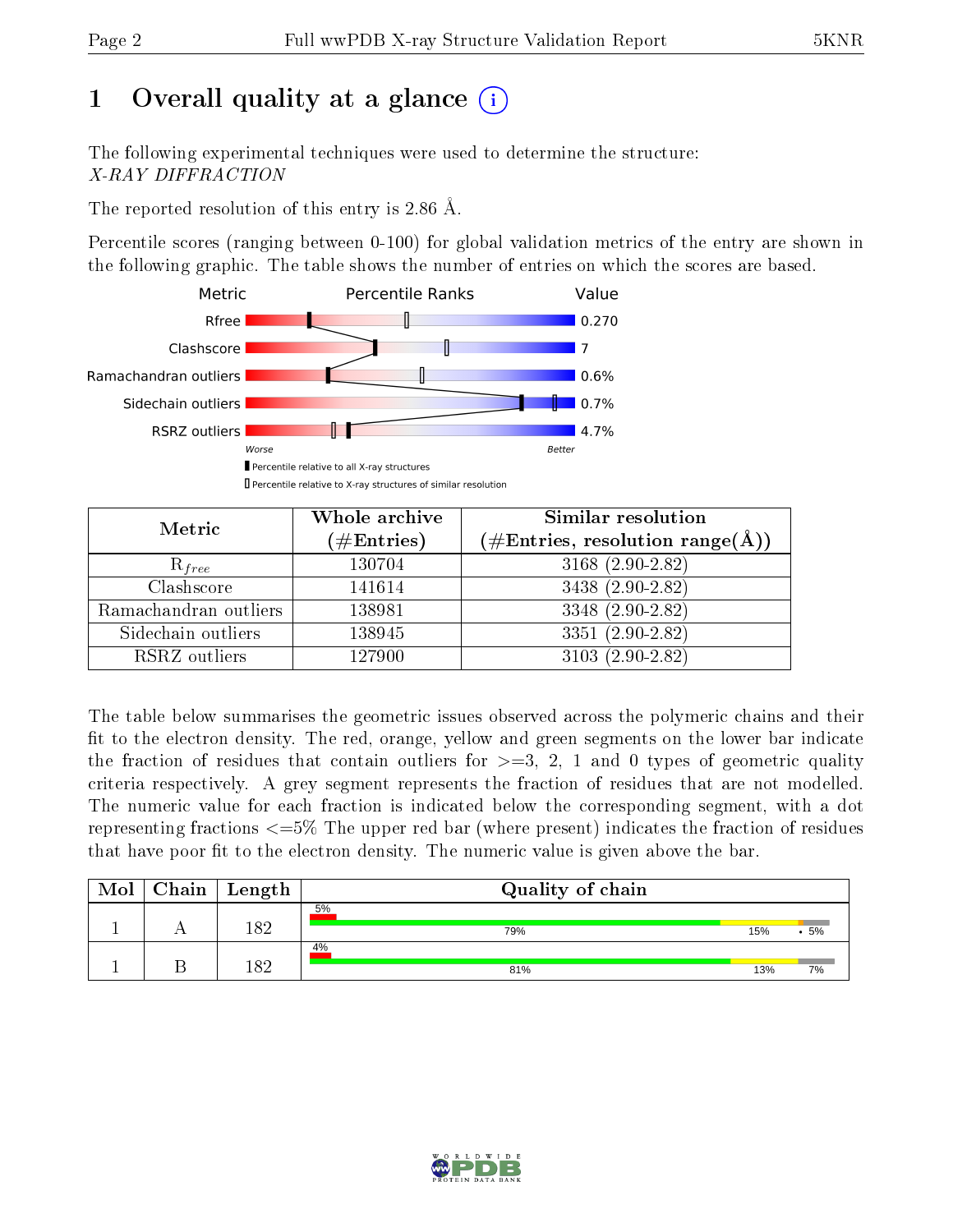# 1 Overall quality at a glance (i)

The following experimental techniques were used to determine the structure:
*X-RAY DIFFRACTION*

The reported resolution of this entry is 2.86 Å.

Percentile scores (ranging between 0-100) for global validation metrics of the entry are shown in the following graphic. The table shows the number of entries on which the scores are based.

| Metric | Value |
|---|---|
| Rfree | 0.270 |
| Clashscore | 7 |
| Ramachandran outliers | 0.6% |
| Sidechain outliers | 0.7% |
| RSRZ outliers | 4.7% |

Worse — Better

▮ Percentile relative to all X-ray structures
▯ Percentile relative to X-ray structures of similar resolution

| Metric | Whole archive (#Entries) | Similar resolution (#Entries, resolution range(Å)) |
|---|---|---|
| $R_{free}$ | 130704 | 3168 (2.90-2.82) |
| Clashscore | 141614 | 3438 (2.90-2.82) |
| Ramachandran outliers | 138981 | 3348 (2.90-2.82) |
| Sidechain outliers | 138945 | 3351 (2.90-2.82) |
| RSRZ outliers | 127900 | 3103 (2.90-2.82) |

The table below summarises the geometric issues observed across the polymeric chains and their fit to the electron density. The red, orange, yellow and green segments on the lower bar indicate the fraction of residues that contain outliers for >=3, 2, 1 and 0 types of geometric quality criteria respectively. A grey segment represents the fraction of residues that are not modelled. The numeric value for each fraction is indicated below the corresponding segment, with a dot representing fractions <=5% The upper red bar (where present) indicates the fraction of residues that have poor fit to the electron density. The numeric value is given above the bar.

| Mol | Chain | Length | Quality of chain |
|---|---|---|---|
| 1 | A | 182 | 5% (poor fit); 79% / 15% / • / 5% |
| 1 | B | 182 | 4% (poor fit); 81% / 13% / 7% |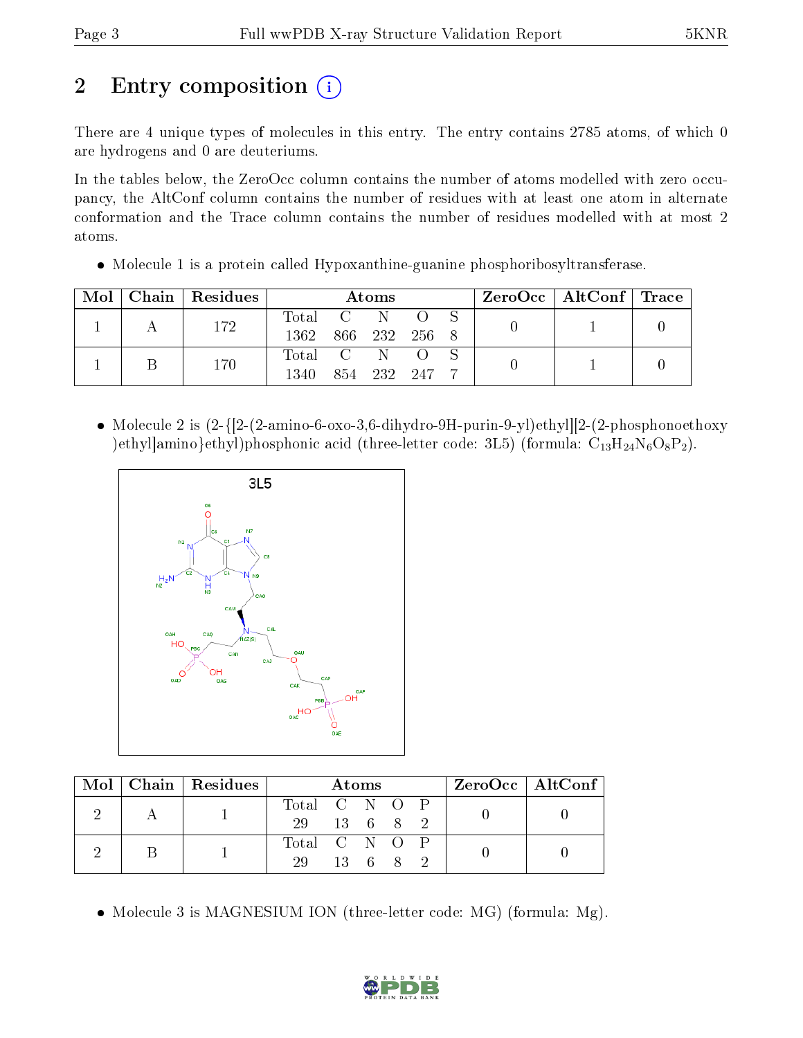# 2 Entry composition

There are 4 unique types of molecules in this entry. The entry contains 2785 atoms, of which 0 are hydrogens and 0 are deuteriums.

In the tables below, the ZeroOcc column contains the number of atoms modelled with zero occupancy, the AltConf column contains the number of residues with at least one atom in alternate conformation and the Trace column contains the number of residues modelled with at most 2 atoms.

- Molecule 1 is a protein called Hypoxanthine-guanine phosphoribosyltransferase.

| Mol | Chain | Residues | Atoms | | | | | ZeroOcc | AltConf | Trace |
|---|---|---|---|---|---|---|---|---|---|---|
| 1 | A | 172 | Total 1362 | C 866 | N 232 | O 256 | S 8 | 0 | 1 | 0 |
| 1 | B | 170 | Total 1340 | C 854 | N 232 | O 247 | S 7 | 0 | 1 | 0 |

- Molecule 2 is (2-{[2-(2-amino-6-oxo-3,6-dihydro-9H-purin-9-yl)ethyl][2-(2-phosphonoethoxy)ethyl]amino}ethyl)phosphonic acid (three-letter code: 3L5) (formula: $C_{13}H_{24}N_6O_8P_2$).

| Mol | Chain | Residues | Atoms | | | | | ZeroOcc | AltConf |
|---|---|---|---|---|---|---|---|---|---|
| 2 | A | 1 | Total 29 | C 13 | N 6 | O 8 | P 2 | 0 | 0 |
| 2 | B | 1 | Total 29 | C 13 | N 6 | O 8 | P 2 | 0 | 0 |

- Molecule 3 is MAGNESIUM ION (three-letter code: MG) (formula: Mg).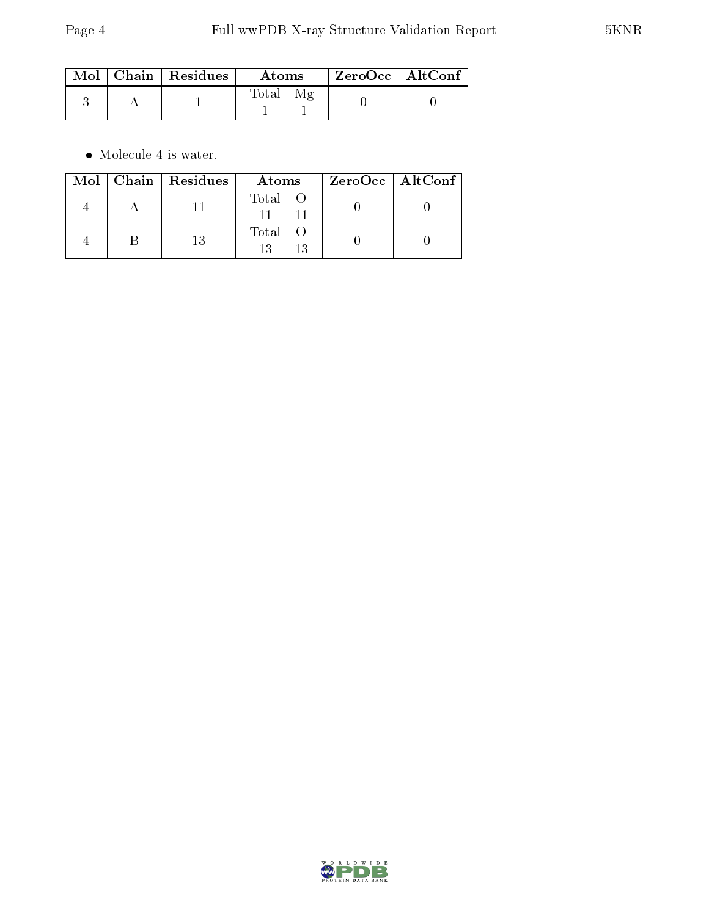| Mol | Chain | Residues | Atoms | | ZeroOcc | AltConf |
|---|---|---|---|---|---|---|
| | | | Total | Mg | | |
| 3 | A | 1 | 1 | 1 | 0 | 0 |

- Molecule 4 is water.

| Mol | Chain | Residues | Atoms | | ZeroOcc | AltConf |
|---|---|---|---|---|---|---|
| | | | Total | O | | |
| 4 | A | 11 | 11 | 11 | 0 | 0 |
| 4 | B | 13 | 13 | 13 | 0 | 0 |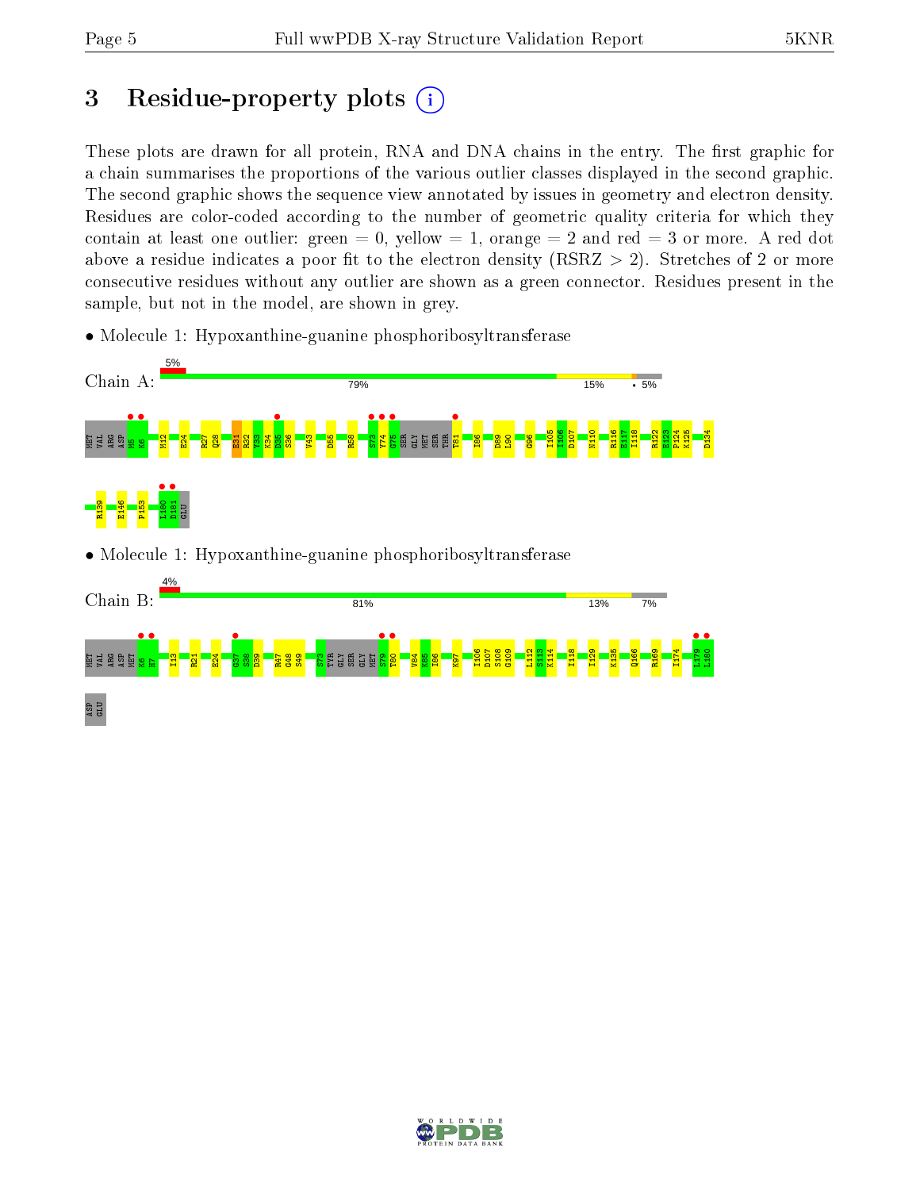# 3 Residue-property plots

These plots are drawn for all protein, RNA and DNA chains in the entry. The first graphic for a chain summarises the proportions of the various outlier classes displayed in the second graphic. The second graphic shows the sequence view annotated by issues in geometry and electron density. Residues are color-coded according to the number of geometric quality criteria for which they contain at least one outlier: green = 0, yellow = 1, orange = 2 and red = 3 or more. A red dot above a residue indicates a poor fit to the electron density (RSRZ > 2). Stretches of 2 or more consecutive residues without any outlier are shown as a green connector. Residues present in the sample, but not in the model, are shown in grey.

- Molecule 1: Hypoxanthine-guanine phosphoribosyltransferase

Chain A: 5% | 79% | 15% | • | 5%

MET VAL ARG ASP M5 K6 M12 E24 R27 Q28 E31 R32 Y33 K34 D35 S36 V43 D55 R58 S73 Y74 G75 SER GLY MET SER THR T81 I86 D89 L90 G96 I105 I106 D107 N110 R116 E117 I118 R122 E123 P124 K125 D134 R139 E146 P153 I180 D181 GLU

- Molecule 1: Hypoxanthine-guanine phosphoribosyltransferase

Chain B: 4% | 81% | 13% | 7%

MET VAL ARG ASP MET K6 H7 I13 R21 E24 G37 S38 D39 R47 G48 S49 S73 TYR GLY SER GLY MET S79 T80 V84 K85 I86 K97 I106 D107 S108 G109 L112 S113 K114 I118 I129 K135 Q166 R169 I174 L179 L180 ASP GLU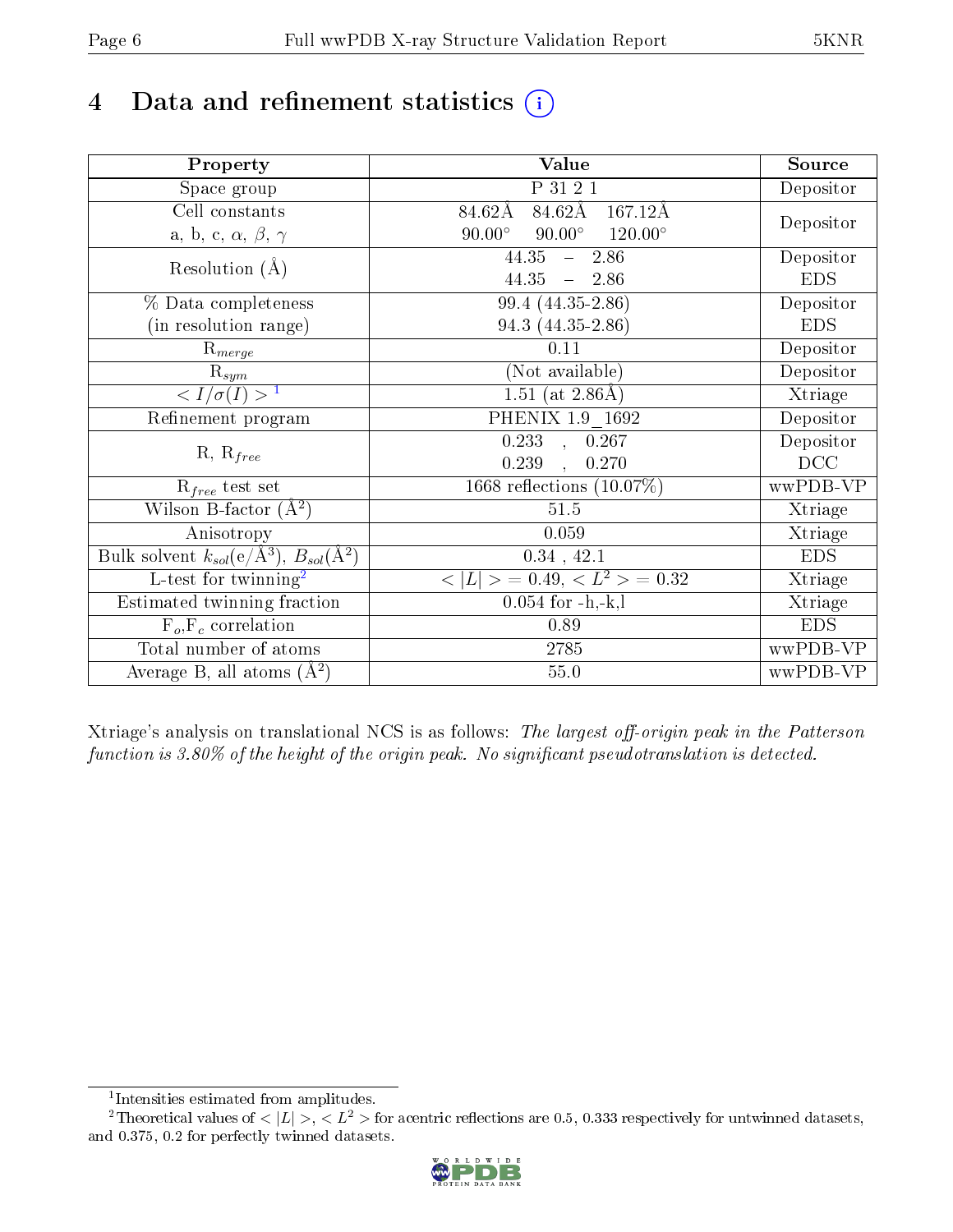# 4 Data and refinement statistics (i)

| Property | Value | Source |
|---|---|---|
| Space group | P 31 2 1 | Depositor |
| Cell constants<br>a, b, c, $\alpha$, $\beta$, $\gamma$ | 84.62Å 84.62Å 167.12Å<br>90.00° 90.00° 120.00° | Depositor |
| Resolution (Å) | 44.35 – 2.86<br>44.35 – 2.86 | Depositor<br>EDS |
| % Data completeness<br>(in resolution range) | 99.4 (44.35-2.86)<br>94.3 (44.35-2.86) | Depositor<br>EDS |
| $R_{merge}$ | 0.11 | Depositor |
| $R_{sym}$ | (Not available) | Depositor |
| $< I/\sigma(I) >$ [1] | 1.51 (at 2.86Å) | Xtriage |
| Refinement program | PHENIX 1.9_1692 | Depositor |
| R, $R_{free}$ | 0.233 , 0.267<br>0.239 , 0.270 | Depositor<br>DCC |
| $R_{free}$ test set | 1668 reflections (10.07%) | wwPDB-VP |
| Wilson B-factor (Å$^2$) | 51.5 | Xtriage |
| Anisotropy | 0.059 | Xtriage |
| Bulk solvent $k_{sol}$(e/Å$^3$), $B_{sol}$(Å$^2$) | 0.34 , 42.1 | EDS |
| L-test for twinning[2] | $< \|L\| >$ = 0.49, $< L^2 >$ = 0.32 | Xtriage |
| Estimated twinning fraction | 0.054 for -h,-k,l | Xtriage |
| $F_o$,$F_c$ correlation | 0.89 | EDS |
| Total number of atoms | 2785 | wwPDB-VP |
| Average B, all atoms (Å$^2$) | 55.0 | wwPDB-VP |

Xtriage's analysis on translational NCS is as follows: *The largest off-origin peak in the Patterson function is 3.80% of the height of the origin peak. No significant pseudotranslation is detected.*

[1] Intensities estimated from amplitudes.

[2] Theoretical values of $< |L| >$, $< L^2 >$ for acentric reflections are 0.5, 0.333 respectively for untwinned datasets, and 0.375, 0.2 for perfectly twinned datasets.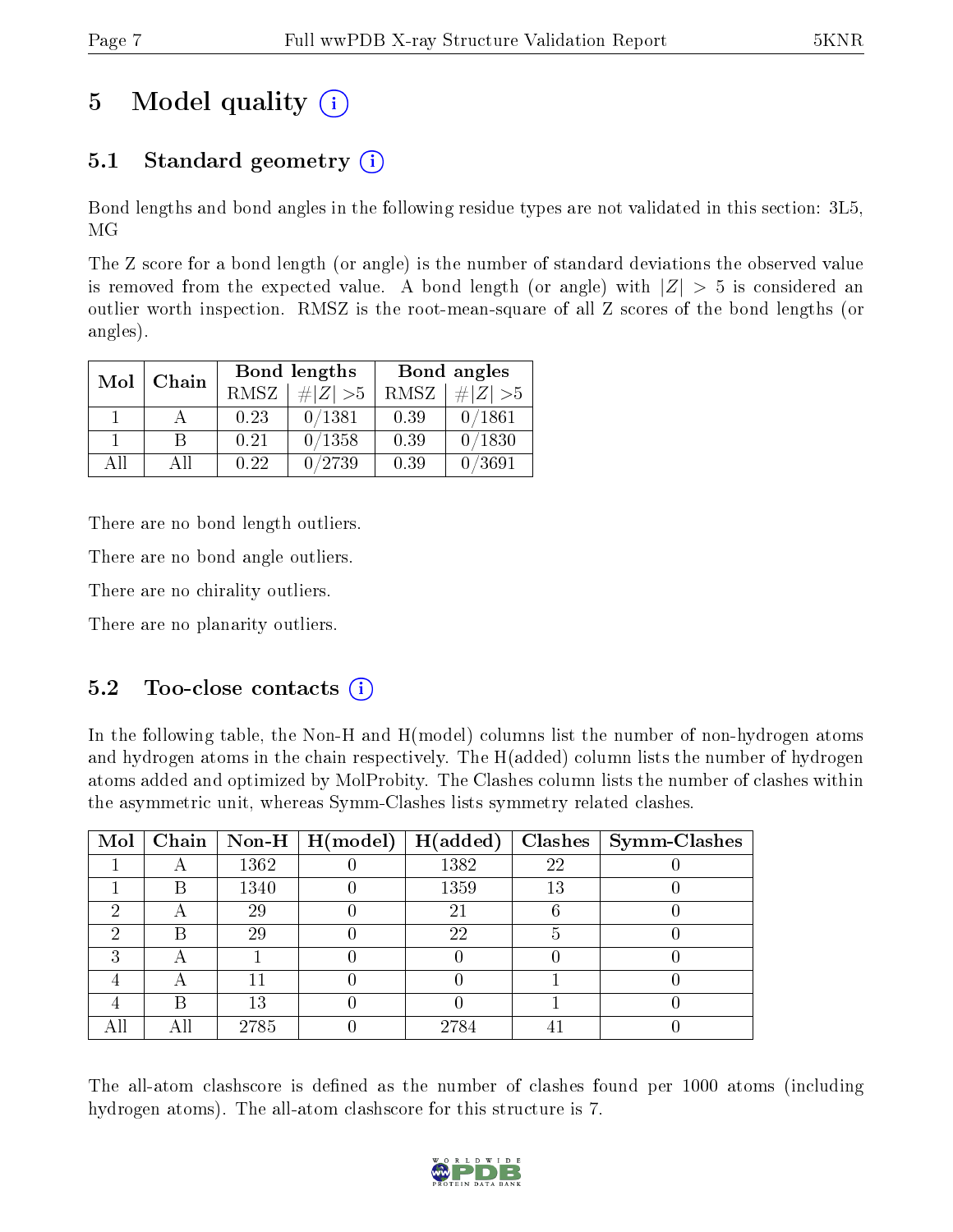# 5 Model quality (i)

## 5.1 Standard geometry (i)

Bond lengths and bond angles in the following residue types are not validated in this section: 3L5, MG

The Z score for a bond length (or angle) is the number of standard deviations the observed value is removed from the expected value. A bond length (or angle) with $|Z| > 5$ is considered an outlier worth inspection. RMSZ is the root-mean-square of all Z scores of the bond lengths (or angles).

| Mol | Chain | Bond lengths | | Bond angles | |
|---|---|---|---|---|---|
| | | RMSZ | #$\|Z\|$ >5 | RMSZ | #$\|Z\|$ >5 |
| 1 | A | 0.23 | 0/1381 | 0.39 | 0/1861 |
| 1 | B | 0.21 | 0/1358 | 0.39 | 0/1830 |
| All | All | 0.22 | 0/2739 | 0.39 | 0/3691 |

There are no bond length outliers.

There are no bond angle outliers.

There are no chirality outliers.

There are no planarity outliers.

## 5.2 Too-close contacts (i)

In the following table, the Non-H and H(model) columns list the number of non-hydrogen atoms and hydrogen atoms in the chain respectively. The H(added) column lists the number of hydrogen atoms added and optimized by MolProbity. The Clashes column lists the number of clashes within the asymmetric unit, whereas Symm-Clashes lists symmetry related clashes.

| Mol | Chain | Non-H | H(model) | H(added) | Clashes | Symm-Clashes |
|---|---|---|---|---|---|---|
| 1 | A | 1362 | 0 | 1382 | 22 | 0 |
| 1 | B | 1340 | 0 | 1359 | 13 | 0 |
| 2 | A | 29 | 0 | 21 | 6 | 0 |
| 2 | B | 29 | 0 | 22 | 5 | 0 |
| 3 | A | 1 | 0 | 0 | 0 | 0 |
| 4 | A | 11 | 0 | 0 | 1 | 0 |
| 4 | B | 13 | 0 | 0 | 1 | 0 |
| All | All | 2785 | 0 | 2784 | 41 | 0 |

The all-atom clashscore is defined as the number of clashes found per 1000 atoms (including hydrogen atoms). The all-atom clashscore for this structure is 7.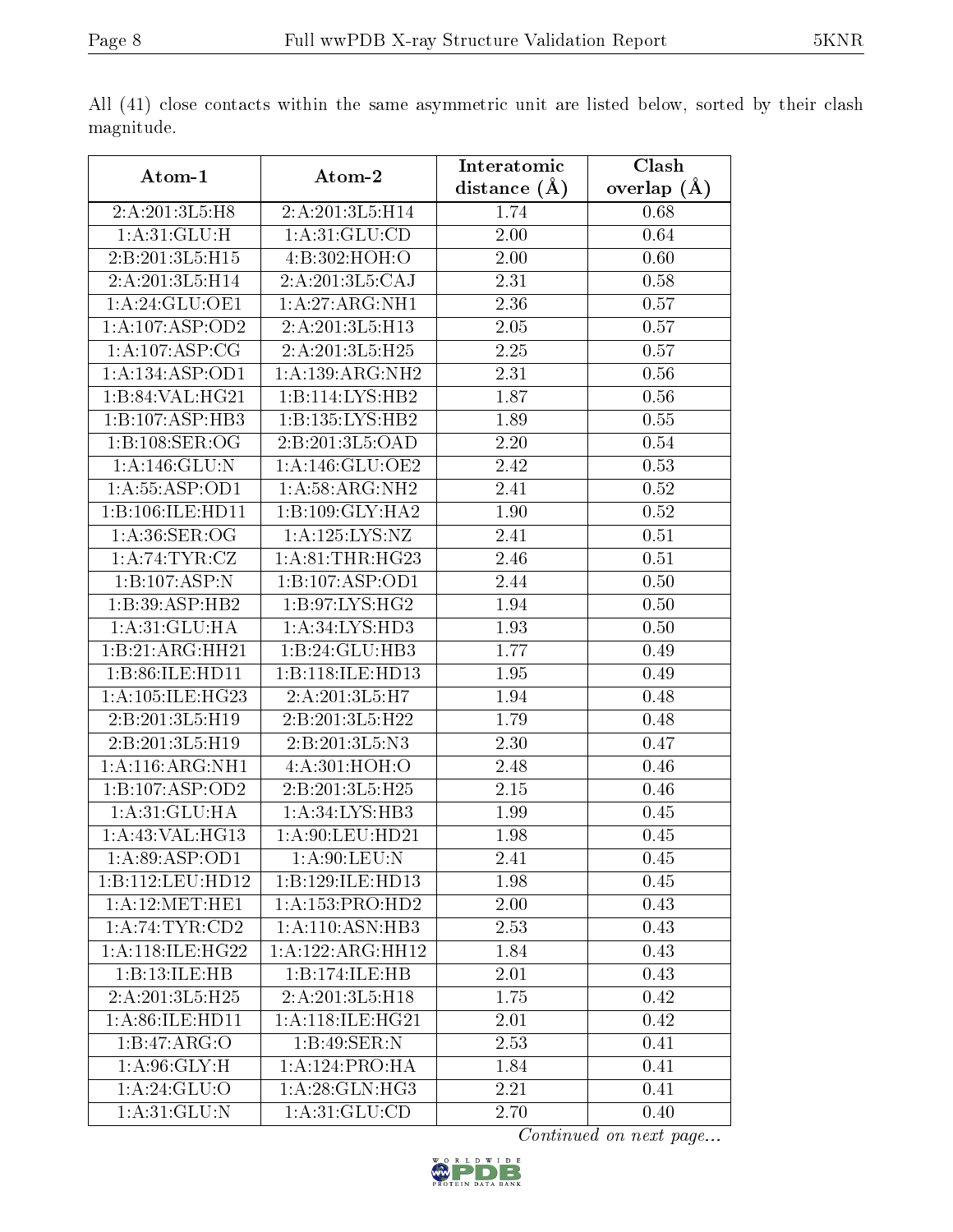All (41) close contacts within the same asymmetric unit are listed below, sorted by their clash magnitude.

| Atom-1 | Atom-2 | Interatomic distance (Å) | Clash overlap (Å) |
|---|---|---|---|
| 2:A:201:3L5:H8 | 2:A:201:3L5:H14 | 1.74 | 0.68 |
| 1:A:31:GLU:H | 1:A:31:GLU:CD | 2.00 | 0.64 |
| 2:B:201:3L5:H15 | 4:B:302:HOH:O | 2.00 | 0.60 |
| 2:A:201:3L5:H14 | 2:A:201:3L5:CAJ | 2.31 | 0.58 |
| 1:A:24:GLU:OE1 | 1:A:27:ARG:NH1 | 2.36 | 0.57 |
| 1:A:107:ASP:OD2 | 2:A:201:3L5:H13 | 2.05 | 0.57 |
| 1:A:107:ASP:CG | 2:A:201:3L5:H25 | 2.25 | 0.57 |
| 1:A:134:ASP:OD1 | 1:A:139:ARG:NH2 | 2.31 | 0.56 |
| 1:B:84:VAL:HG21 | 1:B:114:LYS:HB2 | 1.87 | 0.56 |
| 1:B:107:ASP:HB3 | 1:B:135:LYS:HB2 | 1.89 | 0.55 |
| 1:B:108:SER:OG | 2:B:201:3L5:OAD | 2.20 | 0.54 |
| 1:A:146:GLU:N | 1:A:146:GLU:OE2 | 2.42 | 0.53 |
| 1:A:55:ASP:OD1 | 1:A:58:ARG:NH2 | 2.41 | 0.52 |
| 1:B:106:ILE:HD11 | 1:B:109:GLY:HA2 | 1.90 | 0.52 |
| 1:A:36:SER:OG | 1:A:125:LYS:NZ | 2.41 | 0.51 |
| 1:A:74:TYR:CZ | 1:A:81:THR:HG23 | 2.46 | 0.51 |
| 1:B:107:ASP:N | 1:B:107:ASP:OD1 | 2.44 | 0.50 |
| 1:B:39:ASP:HB2 | 1:B:97:LYS:HG2 | 1.94 | 0.50 |
| 1:A:31:GLU:HA | 1:A:34:LYS:HD3 | 1.93 | 0.50 |
| 1:B:21:ARG:HH21 | 1:B:24:GLU:HB3 | 1.77 | 0.49 |
| 1:B:86:ILE:HD11 | 1:B:118:ILE:HD13 | 1.95 | 0.49 |
| 1:A:105:ILE:HG23 | 2:A:201:3L5:H7 | 1.94 | 0.48 |
| 2:B:201:3L5:H19 | 2:B:201:3L5:H22 | 1.79 | 0.48 |
| 2:B:201:3L5:H19 | 2:B:201:3L5:N3 | 2.30 | 0.47 |
| 1:A:116:ARG:NH1 | 4:A:301:HOH:O | 2.48 | 0.46 |
| 1:B:107:ASP:OD2 | 2:B:201:3L5:H25 | 2.15 | 0.46 |
| 1:A:31:GLU:HA | 1:A:34:LYS:HB3 | 1.99 | 0.45 |
| 1:A:43:VAL:HG13 | 1:A:90:LEU:HD21 | 1.98 | 0.45 |
| 1:A:89:ASP:OD1 | 1:A:90:LEU:N | 2.41 | 0.45 |
| 1:B:112:LEU:HD12 | 1:B:129:ILE:HD13 | 1.98 | 0.45 |
| 1:A:12:MET:HE1 | 1:A:153:PRO:HD2 | 2.00 | 0.43 |
| 1:A:74:TYR:CD2 | 1:A:110:ASN:HB3 | 2.53 | 0.43 |
| 1:A:118:ILE:HG22 | 1:A:122:ARG:HH12 | 1.84 | 0.43 |
| 1:B:13:ILE:HB | 1:B:174:ILE:HB | 2.01 | 0.43 |
| 2:A:201:3L5:H25 | 2:A:201:3L5:H18 | 1.75 | 0.42 |
| 1:A:86:ILE:HD11 | 1:A:118:ILE:HG21 | 2.01 | 0.42 |
| 1:B:47:ARG:O | 1:B:49:SER:N | 2.53 | 0.41 |
| 1:A:96:GLY:H | 1:A:124:PRO:HA | 1.84 | 0.41 |
| 1:A:24:GLU:O | 1:A:28:GLN:HG3 | 2.21 | 0.41 |
| 1:A:31:GLU:N | 1:A:31:GLU:CD | 2.70 | 0.40 |

*Continued on next page...*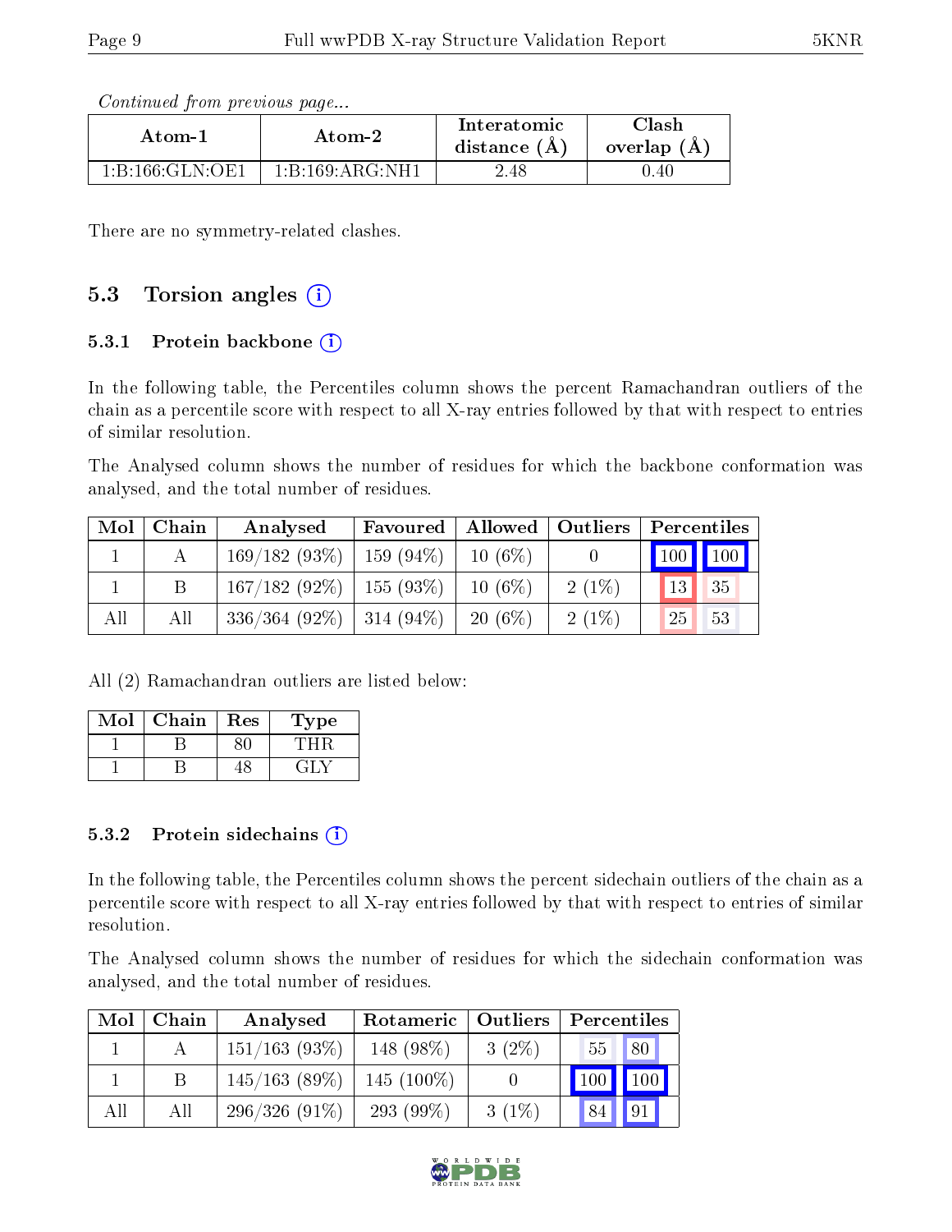*Continued from previous page...*

| Atom-1 | Atom-2 | Interatomic distance (Å) | Clash overlap (Å) |
|---|---|---|---|
| 1:B:166:GLN:OE1 | 1:B:169:ARG:NH1 | 2.48 | 0.40 |

There are no symmetry-related clashes.

## 5.3 Torsion angles

### 5.3.1 Protein backbone

In the following table, the Percentiles column shows the percent Ramachandran outliers of the chain as a percentile score with respect to all X-ray entries followed by that with respect to entries of similar resolution.

The Analysed column shows the number of residues for which the backbone conformation was analysed, and the total number of residues.

| Mol | Chain | Analysed | Favoured | Allowed | Outliers | Percentiles | |
|---|---|---|---|---|---|---|---|
| 1 | A | 169/182 (93%) | 159 (94%) | 10 (6%) | 0 | 100 | 100 |
| 1 | B | 167/182 (92%) | 155 (93%) | 10 (6%) | 2 (1%) | 13 | 35 |
| All | All | 336/364 (92%) | 314 (94%) | 20 (6%) | 2 (1%) | 25 | 53 |

All (2) Ramachandran outliers are listed below:

| Mol | Chain | Res | Type |
|---|---|---|---|
| 1 | B | 80 | THR |
| 1 | B | 48 | GLY |

### 5.3.2 Protein sidechains

In the following table, the Percentiles column shows the percent sidechain outliers of the chain as a percentile score with respect to all X-ray entries followed by that with respect to entries of similar resolution.

The Analysed column shows the number of residues for which the sidechain conformation was analysed, and the total number of residues.

| Mol | Chain | Analysed | Rotameric | Outliers | Percentiles | |
|---|---|---|---|---|---|---|
| 1 | A | 151/163 (93%) | 148 (98%) | 3 (2%) | 55 | 80 |
| 1 | B | 145/163 (89%) | 145 (100%) | 0 | 100 | 100 |
| All | All | 296/326 (91%) | 293 (99%) | 3 (1%) | 84 | 91 |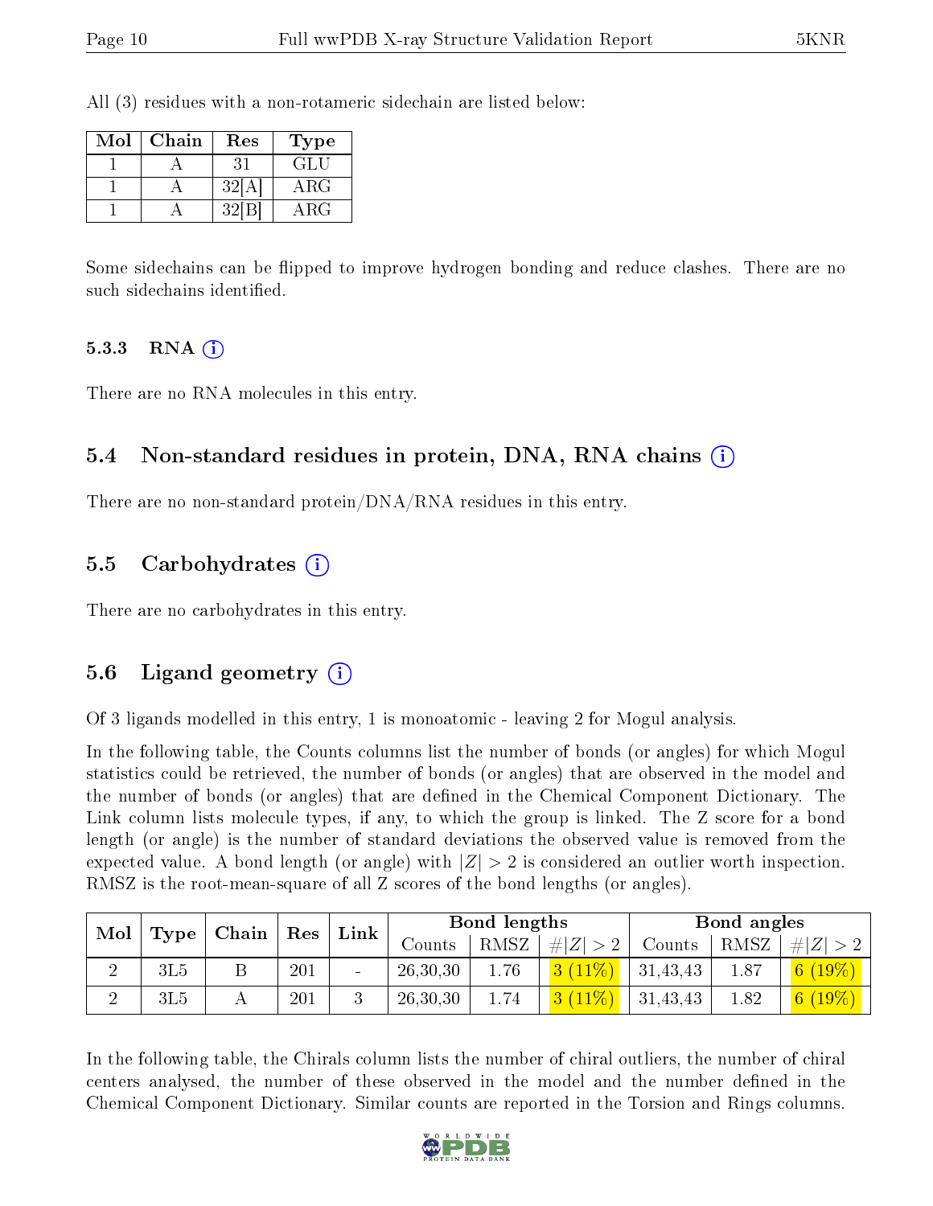All (3) residues with a non-rotameric sidechain are listed below:

| Mol | Chain | Res | Type |
|---|---|---|---|
| 1 | A | 31 | GLU |
| 1 | A | 32[A] | ARG |
| 1 | A | 32[B] | ARG |

Some sidechains can be flipped to improve hydrogen bonding and reduce clashes. There are no such sidechains identified.

### 5.3.3 RNA

There are no RNA molecules in this entry.

## 5.4 Non-standard residues in protein, DNA, RNA chains

There are no non-standard protein/DNA/RNA residues in this entry.

## 5.5 Carbohydrates

There are no carbohydrates in this entry.

## 5.6 Ligand geometry

Of 3 ligands modelled in this entry, 1 is monoatomic - leaving 2 for Mogul analysis.

In the following table, the Counts columns list the number of bonds (or angles) for which Mogul statistics could be retrieved, the number of bonds (or angles) that are observed in the model and the number of bonds (or angles) that are defined in the Chemical Component Dictionary. The Link column lists molecule types, if any, to which the group is linked. The Z score for a bond length (or angle) is the number of standard deviations the observed value is removed from the expected value. A bond length (or angle) with $|Z| > 2$ is considered an outlier worth inspection. RMSZ is the root-mean-square of all Z scores of the bond lengths (or angles).

| Mol | Type | Chain | Res | Link | Bond lengths | | | Bond angles | | |
|---|---|---|---|---|---|---|---|---|---|---|
| | | | | | Counts | RMSZ | $\#\|Z\| > 2$ | Counts | RMSZ | $\#\|Z\| > 2$ |
| 2 | 3L5 | B | 201 | - | 26,30,30 | 1.76 | 3 (11%) | 31,43,43 | 1.87 | 6 (19%) |
| 2 | 3L5 | A | 201 | 3 | 26,30,30 | 1.74 | 3 (11%) | 31,43,43 | 1.82 | 6 (19%) |

In the following table, the Chirals column lists the number of chiral outliers, the number of chiral centers analysed, the number of these observed in the model and the number defined in the Chemical Component Dictionary. Similar counts are reported in the Torsion and Rings columns.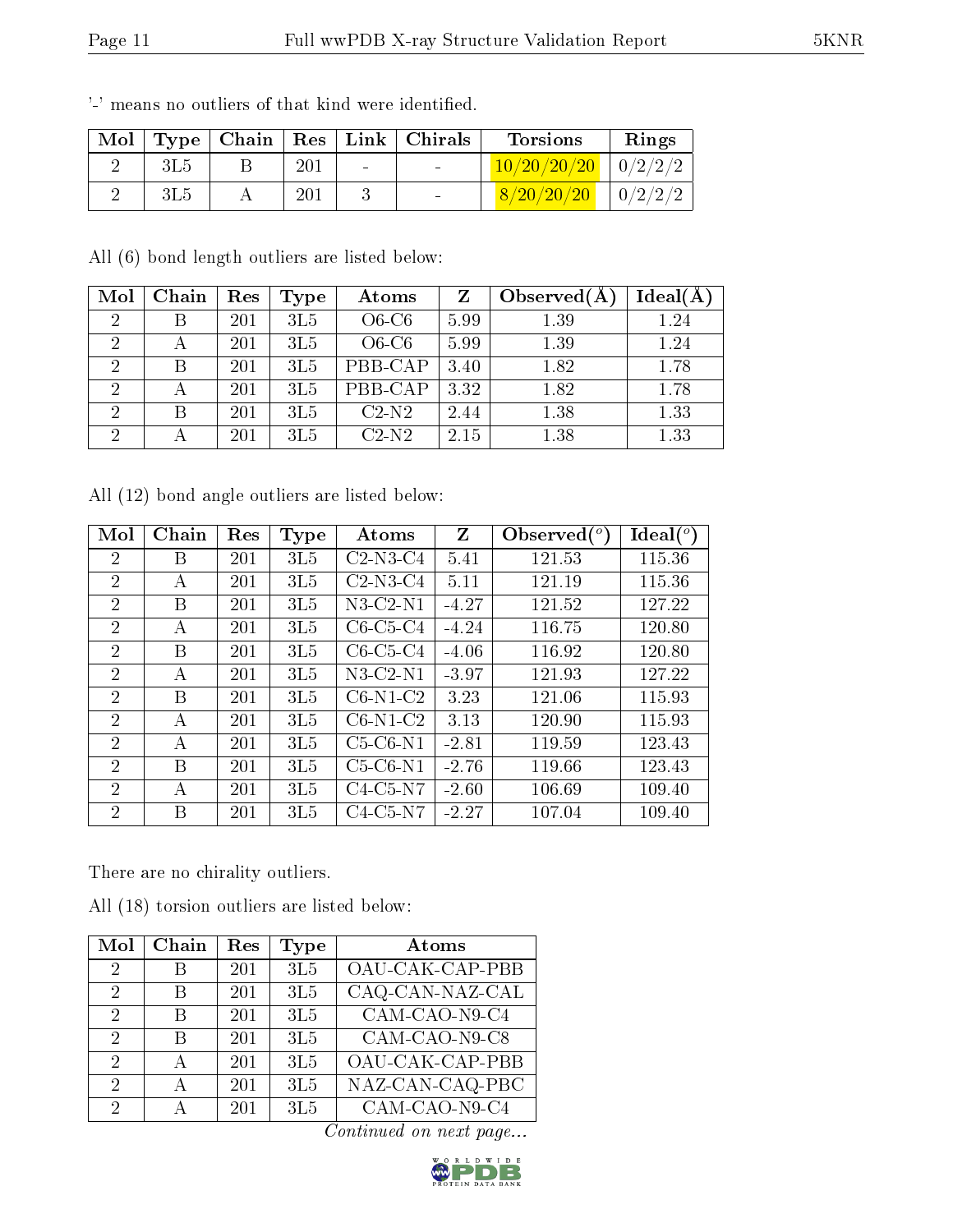'-' means no outliers of that kind were identified.

| Mol | Type | Chain | Res | Link | Chirals | Torsions | Rings |
|---|---|---|---|---|---|---|---|
| 2 | 3L5 | B | 201 | - | - | 10/20/20/20 | 0/2/2/2 |
| 2 | 3L5 | A | 201 | 3 | - | 8/20/20/20 | 0/2/2/2 |

All (6) bond length outliers are listed below:

| Mol | Chain | Res | Type | Atoms | Z | Observed(Å) | Ideal(Å) |
|---|---|---|---|---|---|---|---|
| 2 | B | 201 | 3L5 | O6-C6 | 5.99 | 1.39 | 1.24 |
| 2 | A | 201 | 3L5 | O6-C6 | 5.99 | 1.39 | 1.24 |
| 2 | B | 201 | 3L5 | PBB-CAP | 3.40 | 1.82 | 1.78 |
| 2 | A | 201 | 3L5 | PBB-CAP | 3.32 | 1.82 | 1.78 |
| 2 | B | 201 | 3L5 | C2-N2 | 2.44 | 1.38 | 1.33 |
| 2 | A | 201 | 3L5 | C2-N2 | 2.15 | 1.38 | 1.33 |

All (12) bond angle outliers are listed below:

| Mol | Chain | Res | Type | Atoms | Z | Observed(°) | Ideal(°) |
|---|---|---|---|---|---|---|---|
| 2 | B | 201 | 3L5 | C2-N3-C4 | 5.41 | 121.53 | 115.36 |
| 2 | A | 201 | 3L5 | C2-N3-C4 | 5.11 | 121.19 | 115.36 |
| 2 | B | 201 | 3L5 | N3-C2-N1 | -4.27 | 121.52 | 127.22 |
| 2 | A | 201 | 3L5 | C6-C5-C4 | -4.24 | 116.75 | 120.80 |
| 2 | B | 201 | 3L5 | C6-C5-C4 | -4.06 | 116.92 | 120.80 |
| 2 | A | 201 | 3L5 | N3-C2-N1 | -3.97 | 121.93 | 127.22 |
| 2 | B | 201 | 3L5 | C6-N1-C2 | 3.23 | 121.06 | 115.93 |
| 2 | A | 201 | 3L5 | C6-N1-C2 | 3.13 | 120.90 | 115.93 |
| 2 | A | 201 | 3L5 | C5-C6-N1 | -2.81 | 119.59 | 123.43 |
| 2 | B | 201 | 3L5 | C5-C6-N1 | -2.76 | 119.66 | 123.43 |
| 2 | A | 201 | 3L5 | C4-C5-N7 | -2.60 | 106.69 | 109.40 |
| 2 | B | 201 | 3L5 | C4-C5-N7 | -2.27 | 107.04 | 109.40 |

There are no chirality outliers.

All (18) torsion outliers are listed below:

| Mol | Chain | Res | Type | Atoms |
|---|---|---|---|---|
| 2 | B | 201 | 3L5 | OAU-CAK-CAP-PBB |
| 2 | B | 201 | 3L5 | CAQ-CAN-NAZ-CAL |
| 2 | B | 201 | 3L5 | CAM-CAO-N9-C4 |
| 2 | B | 201 | 3L5 | CAM-CAO-N9-C8 |
| 2 | A | 201 | 3L5 | OAU-CAK-CAP-PBB |
| 2 | A | 201 | 3L5 | NAZ-CAN-CAQ-PBC |
| 2 | A | 201 | 3L5 | CAM-CAO-N9-C4 |

*Continued on next page...*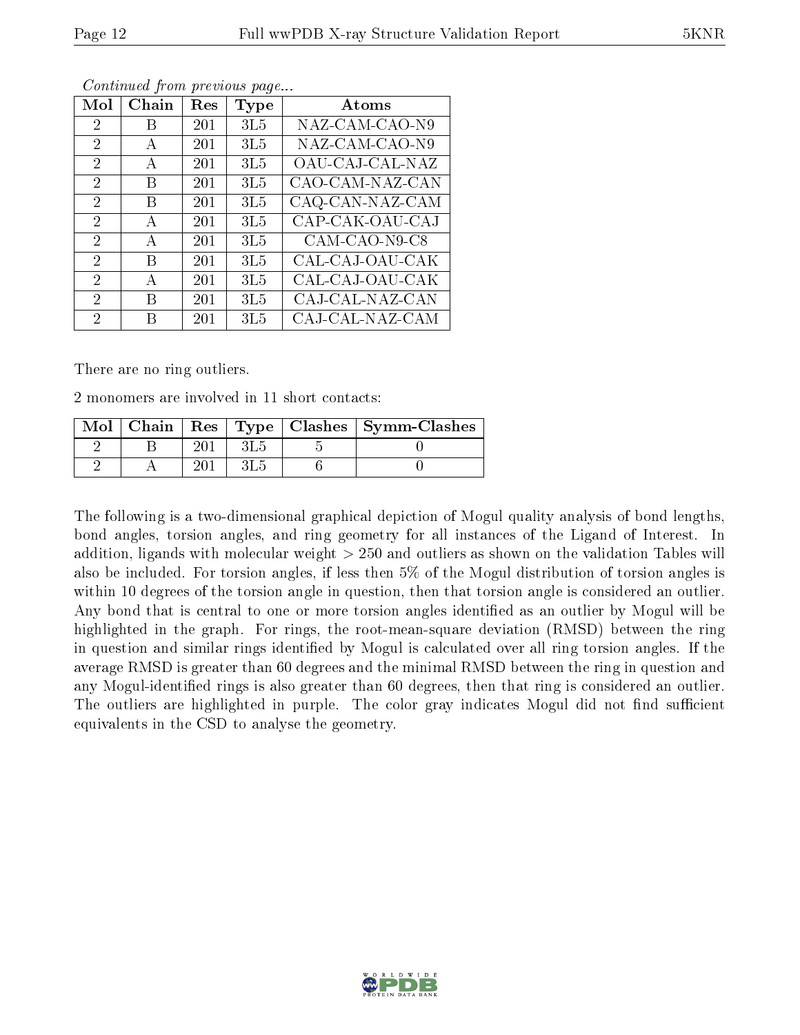*Continued from previous page...*

| Mol | Chain | Res | Type | Atoms |
|---|---|---|---|---|
| 2 | B | 201 | 3L5 | NAZ-CAM-CAO-N9 |
| 2 | A | 201 | 3L5 | NAZ-CAM-CAO-N9 |
| 2 | A | 201 | 3L5 | OAU-CAJ-CAL-NAZ |
| 2 | B | 201 | 3L5 | CAO-CAM-NAZ-CAN |
| 2 | B | 201 | 3L5 | CAQ-CAN-NAZ-CAM |
| 2 | A | 201 | 3L5 | CAP-CAK-OAU-CAJ |
| 2 | A | 201 | 3L5 | CAM-CAO-N9-C8 |
| 2 | B | 201 | 3L5 | CAL-CAJ-OAU-CAK |
| 2 | A | 201 | 3L5 | CAL-CAJ-OAU-CAK |
| 2 | B | 201 | 3L5 | CAJ-CAL-NAZ-CAN |
| 2 | B | 201 | 3L5 | CAJ-CAL-NAZ-CAM |

There are no ring outliers.

2 monomers are involved in 11 short contacts:

| Mol | Chain | Res | Type | Clashes | Symm-Clashes |
|---|---|---|---|---|---|
| 2 | B | 201 | 3L5 | 5 | 0 |
| 2 | A | 201 | 3L5 | 6 | 0 |

The following is a two-dimensional graphical depiction of Mogul quality analysis of bond lengths, bond angles, torsion angles, and ring geometry for all instances of the Ligand of Interest. In addition, ligands with molecular weight > 250 and outliers as shown on the validation Tables will also be included. For torsion angles, if less then 5% of the Mogul distribution of torsion angles is within 10 degrees of the torsion angle in question, then that torsion angle is considered an outlier. Any bond that is central to one or more torsion angles identified as an outlier by Mogul will be highlighted in the graph. For rings, the root-mean-square deviation (RMSD) between the ring in question and similar rings identified by Mogul is calculated over all ring torsion angles. If the average RMSD is greater than 60 degrees and the minimal RMSD between the ring in question and any Mogul-identified rings is also greater than 60 degrees, then that ring is considered an outlier. The outliers are highlighted in purple. The color gray indicates Mogul did not find sufficient equivalents in the CSD to analyse the geometry.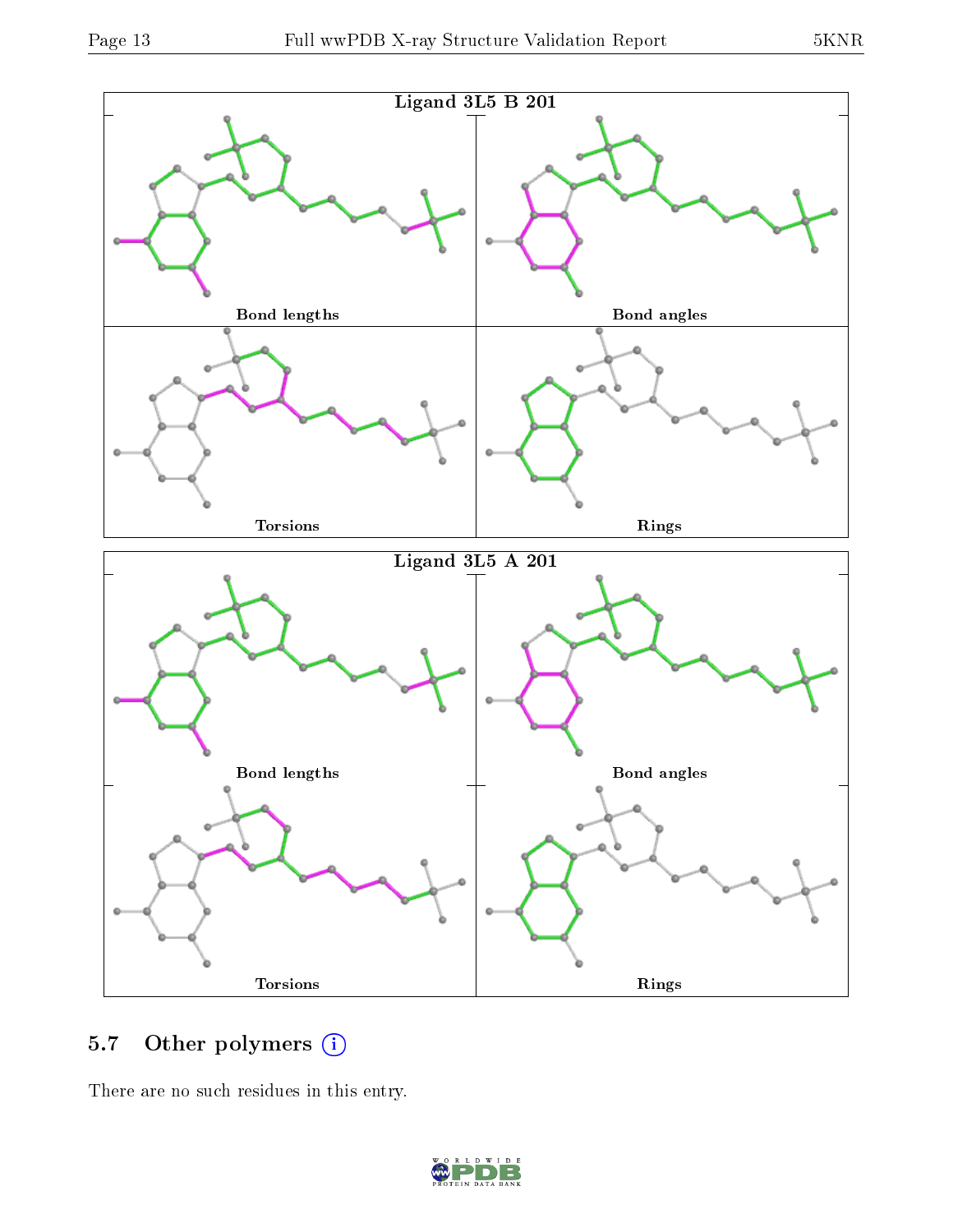Ligand 3L5 B 201

Bond lengths

Bond angles

Torsions

Rings

Ligand 3L5 A 201

Bond lengths

Bond angles

Torsions

Rings

## 5.7 Other polymers ⓘ

There are no such residues in this entry.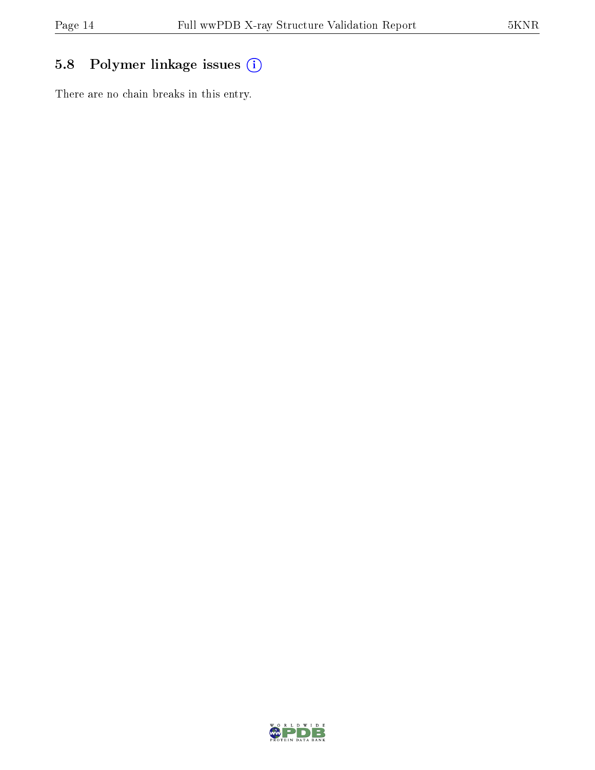## 5.8 Polymer linkage issues

There are no chain breaks in this entry.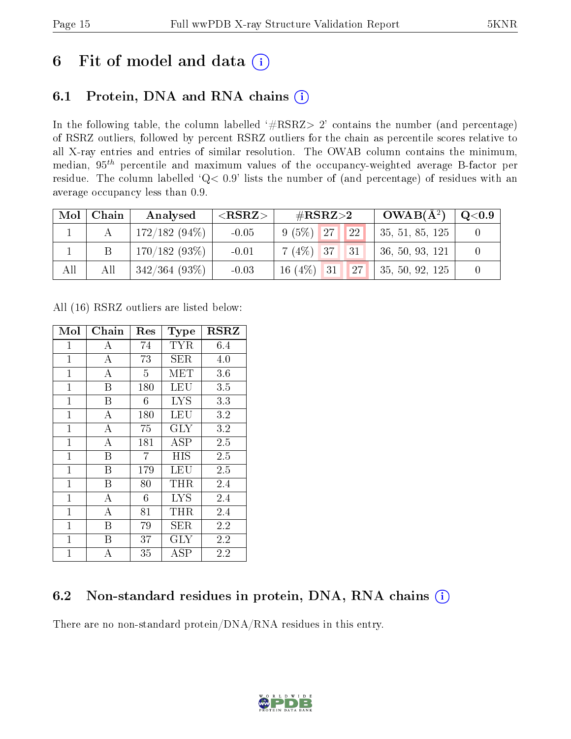# 6 Fit of model and data (i)

## 6.1 Protein, DNA and RNA chains (i)

In the following table, the column labelled '#RSRZ> 2' contains the number (and percentage) of RSRZ outliers, followed by percent RSRZ outliers for the chain as percentile scores relative to all X-ray entries and entries of similar resolution. The OWAB column contains the minimum, median, $95^{th}$ percentile and maximum values of the occupancy-weighted average B-factor per residue. The column labelled 'Q< 0.9' lists the number of (and percentage) of residues with an average occupancy less than 0.9.

| Mol | Chain | Analysed | <RSRZ> | #RSRZ>2 | | | OWAB(Å$^2$) | Q<0.9 |
|---|---|---|---|---|---|---|---|---|
| 1 | A | 172/182 (94%) | -0.05 | 9 (5%) | 27 | 22 | 35, 51, 85, 125 | 0 |
| 1 | B | 170/182 (93%) | -0.01 | 7 (4%) | 37 | 31 | 36, 50, 93, 121 | 0 |
| All | All | 342/364 (93%) | -0.03 | 16 (4%) | 31 | 27 | 35, 50, 92, 125 | 0 |

All (16) RSRZ outliers are listed below:

| Mol | Chain | Res | Type | RSRZ |
|---|---|---|---|---|
| 1 | A | 74 | TYR | 6.4 |
| 1 | A | 73 | SER | 4.0 |
| 1 | A | 5 | MET | 3.6 |
| 1 | B | 180 | LEU | 3.5 |
| 1 | B | 6 | LYS | 3.3 |
| 1 | A | 180 | LEU | 3.2 |
| 1 | A | 75 | GLY | 3.2 |
| 1 | A | 181 | ASP | 2.5 |
| 1 | B | 7 | HIS | 2.5 |
| 1 | B | 179 | LEU | 2.5 |
| 1 | B | 80 | THR | 2.4 |
| 1 | A | 6 | LYS | 2.4 |
| 1 | A | 81 | THR | 2.4 |
| 1 | B | 79 | SER | 2.2 |
| 1 | B | 37 | GLY | 2.2 |
| 1 | A | 35 | ASP | 2.2 |

## 6.2 Non-standard residues in protein, DNA, RNA chains (i)

There are no non-standard protein/DNA/RNA residues in this entry.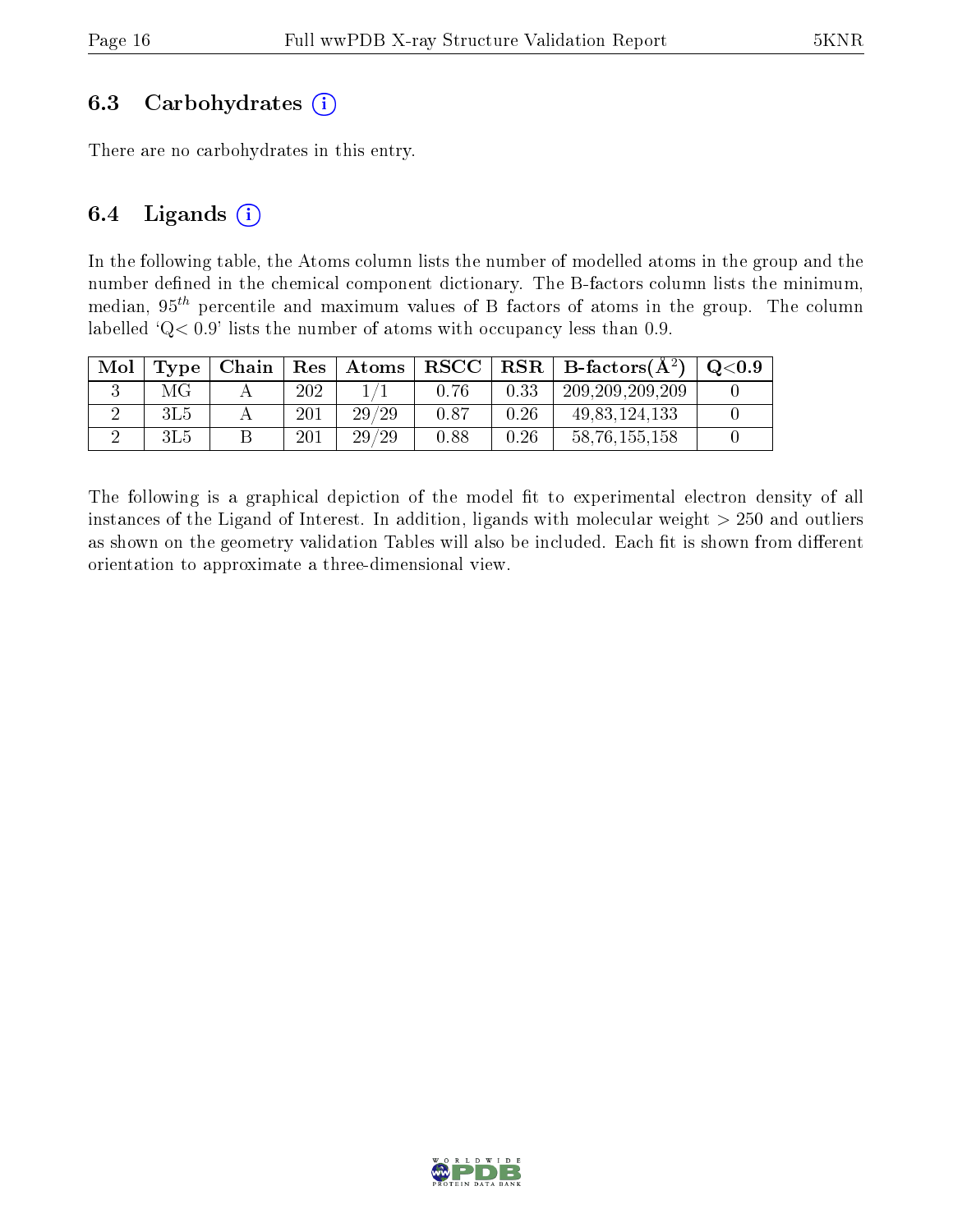### 6.3 Carbohydrates (i)

There are no carbohydrates in this entry.

### 6.4 Ligands (i)

In the following table, the Atoms column lists the number of modelled atoms in the group and the number defined in the chemical component dictionary. The B-factors column lists the minimum, median, $95^{th}$ percentile and maximum values of B factors of atoms in the group. The column labelled 'Q< 0.9' lists the number of atoms with occupancy less than 0.9.

| Mol | Type | Chain | Res | Atoms | RSCC | RSR | B-factors($Å^2$) | Q<0.9 |
|---|---|---|---|---|---|---|---|---|
| 3 | MG | A | 202 | 1/1 | 0.76 | 0.33 | 209,209,209,209 | 0 |
| 2 | 3L5 | A | 201 | 29/29 | 0.87 | 0.26 | 49,83,124,133 | 0 |
| 2 | 3L5 | B | 201 | 29/29 | 0.88 | 0.26 | 58,76,155,158 | 0 |

The following is a graphical depiction of the model fit to experimental electron density of all instances of the Ligand of Interest. In addition, ligands with molecular weight > 250 and outliers as shown on the geometry validation Tables will also be included. Each fit is shown from different orientation to approximate a three-dimensional view.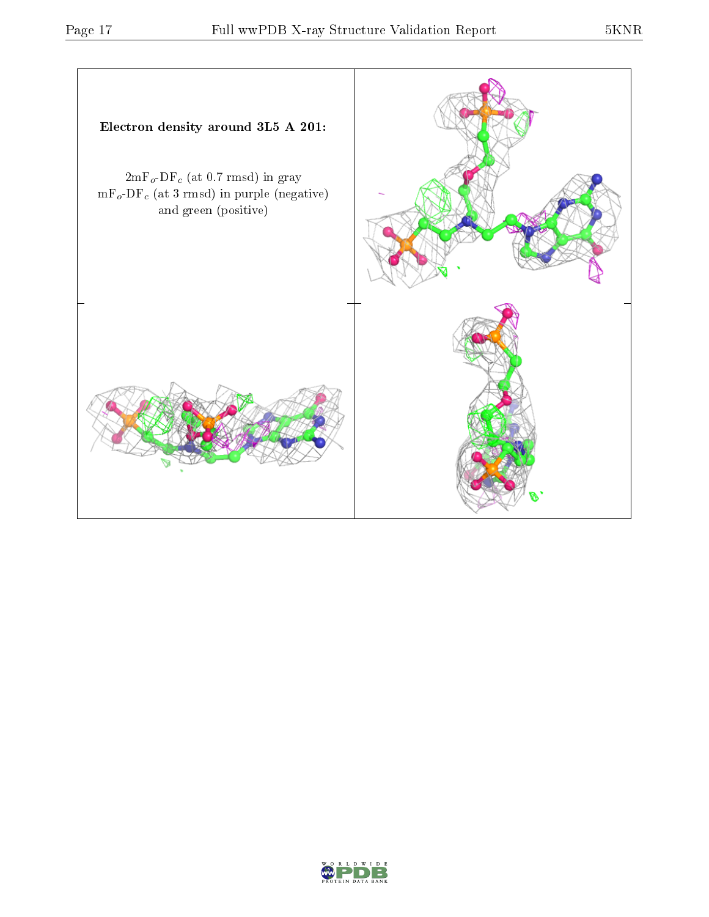**Electron density around 3L5 A 201:**

$2mF_o$-$DF_c$ (at 0.7 rmsd) in gray
$mF_o$-$DF_c$ (at 3 rmsd) in purple (negative)
and green (positive)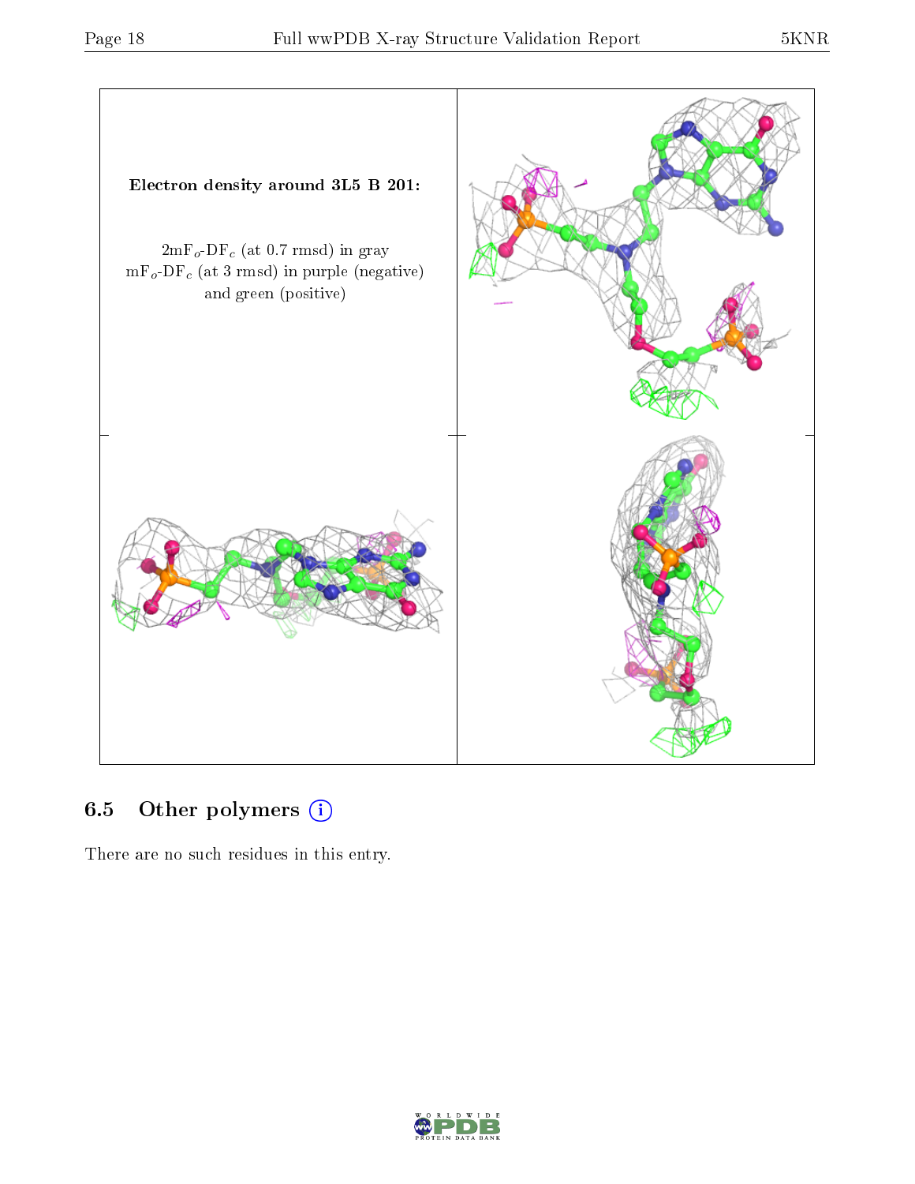**Electron density around 3L5 B 201:**

$2mF_o$-$DF_c$ (at 0.7 rmsd) in gray
$mF_o$-$DF_c$ (at 3 rmsd) in purple (negative)
and green (positive)

## 6.5 Other polymers

There are no such residues in this entry.